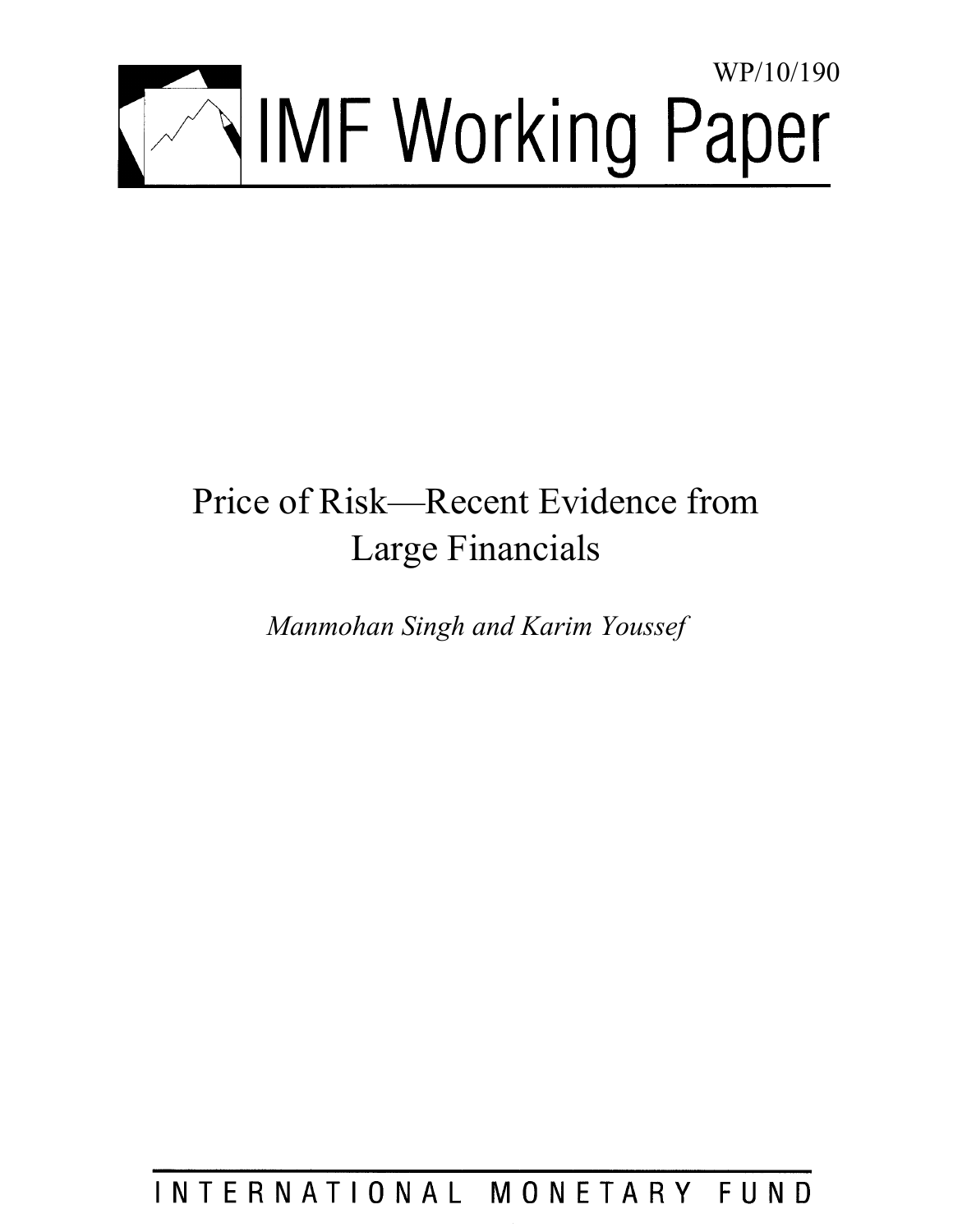WP/10/190

# IMF Working Paper

# Price of Risk—Recent Evidence from Large Financials

*Manmohan Singh and Karim Youssef*

INTERNATIONAL MONETARY FUND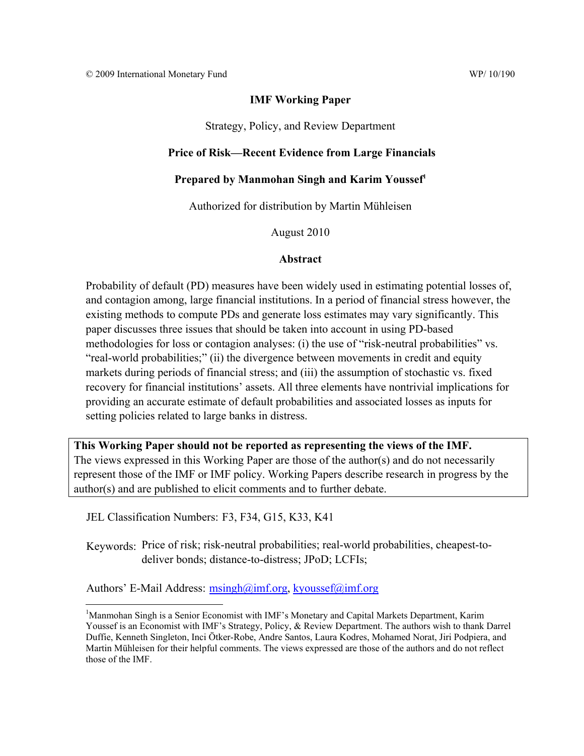© 2009 International Monetary Fund WP/ 10/190

**IMF Working Paper**

Strategy, Policy, and Review Department

**Price of Risk—Recent Evidence from Large Financials**

**Prepared by Manmohan Singh and Karim Youssef[1]**

Authorized for distribution by Martin Mühleisen

August 2010

**Abstract**

Probability of default (PD) measures have been widely used in estimating potential losses of, and contagion among, large financial institutions. In a period of financial stress however, the existing methods to compute PDs and generate loss estimates may vary significantly. This paper discusses three issues that should be taken into account in using PD-based methodologies for loss or contagion analyses: (i) the use of "risk-neutral probabilities" vs. "real-world probabilities;" (ii) the divergence between movements in credit and equity markets during periods of financial stress; and (iii) the assumption of stochastic vs. fixed recovery for financial institutions' assets. All three elements have nontrivial implications for providing an accurate estimate of default probabilities and associated losses as inputs for setting policies related to large banks in distress.

**This Working Paper should not be reported as representing the views of the IMF.**
The views expressed in this Working Paper are those of the author(s) and do not necessarily represent those of the IMF or IMF policy. Working Papers describe research in progress by the author(s) and are published to elicit comments and to further debate.

JEL Classification Numbers: F3, F34, G15, K33, K41

Keywords: Price of risk; risk-neutral probabilities; real-world probabilities, cheapest-to-deliver bonds; distance-to-distress; JPoD; LCFIs;

Authors' E-Mail Address: msingh@imf.org, kyoussef@imf.org

[1] Manmohan Singh is a Senior Economist with IMF's Monetary and Capital Markets Department, Karim Youssef is an Economist with IMF's Strategy, Policy, & Review Department. The authors wish to thank Darrel Duffie, Kenneth Singleton, Inci Ötker-Robe, Andre Santos, Laura Kodres, Mohamed Norat, Jiri Podpiera, and Martin Mühleisen for their helpful comments. The views expressed are those of the authors and do not reflect those of the IMF.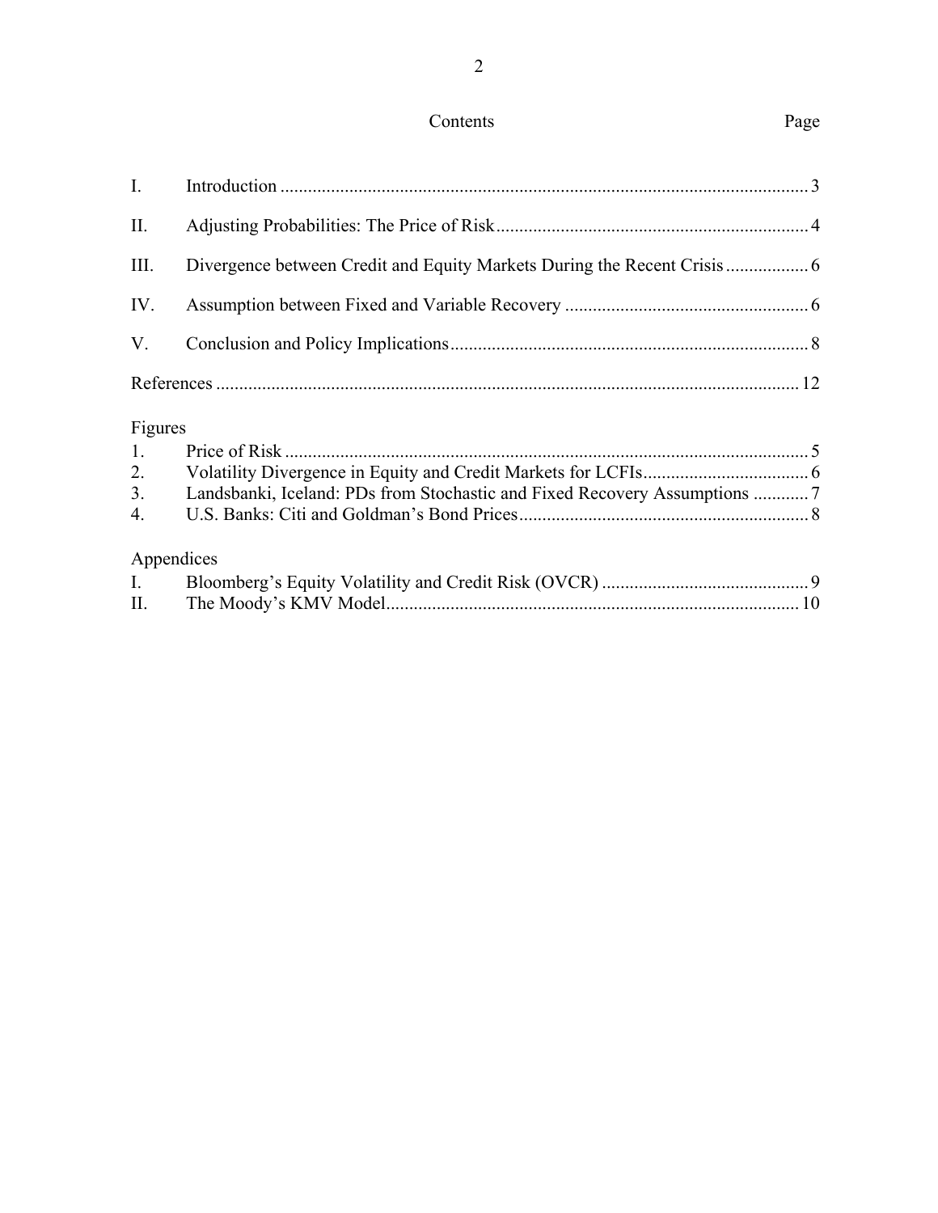## Contents

| | | Page |
|---|---|---|
| I. | Introduction | 3 |
| II. | Adjusting Probabilities: The Price of Risk | 4 |
| III. | Divergence between Credit and Equity Markets During the Recent Crisis | 6 |
| IV. | Assumption between Fixed and Variable Recovery | 6 |
| V. | Conclusion and Policy Implications | 8 |
| | References | 12 |

**Figures**

| | | |
|---|---|---|
| 1. | Price of Risk | 5 |
| 2. | Volatility Divergence in Equity and Credit Markets for LCFIs | 6 |
| 3. | Landsbanki, Iceland: PDs from Stochastic and Fixed Recovery Assumptions | 7 |
| 4. | U.S. Banks: Citi and Goldman's Bond Prices | 8 |

**Appendices**

| | | |
|---|---|---|
| I. | Bloomberg's Equity Volatility and Credit Risk (OVCR) | 9 |
| II. | The Moody's KMV Model | 10 |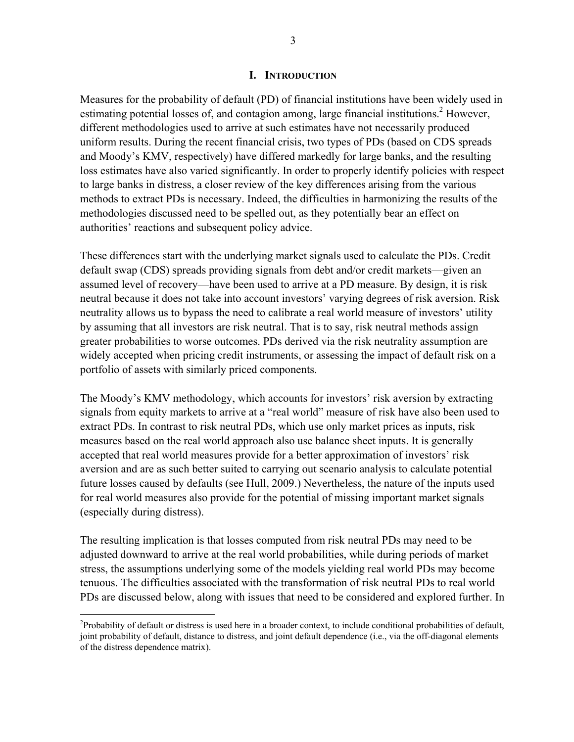# I. Introduction

Measures for the probability of default (PD) of financial institutions have been widely used in estimating potential losses of, and contagion among, large financial institutions.[2] However, different methodologies used to arrive at such estimates have not necessarily produced uniform results. During the recent financial crisis, two types of PDs (based on CDS spreads and Moody's KMV, respectively) have differed markedly for large banks, and the resulting loss estimates have also varied significantly. In order to properly identify policies with respect to large banks in distress, a closer review of the key differences arising from the various methods to extract PDs is necessary. Indeed, the difficulties in harmonizing the results of the methodologies discussed need to be spelled out, as they potentially bear an effect on authorities' reactions and subsequent policy advice.

These differences start with the underlying market signals used to calculate the PDs. Credit default swap (CDS) spreads providing signals from debt and/or credit markets—given an assumed level of recovery—have been used to arrive at a PD measure. By design, it is risk neutral because it does not take into account investors' varying degrees of risk aversion. Risk neutrality allows us to bypass the need to calibrate a real world measure of investors' utility by assuming that all investors are risk neutral. That is to say, risk neutral methods assign greater probabilities to worse outcomes. PDs derived via the risk neutrality assumption are widely accepted when pricing credit instruments, or assessing the impact of default risk on a portfolio of assets with similarly priced components.

The Moody's KMV methodology, which accounts for investors' risk aversion by extracting signals from equity markets to arrive at a "real world" measure of risk have also been used to extract PDs. In contrast to risk neutral PDs, which use only market prices as inputs, risk measures based on the real world approach also use balance sheet inputs. It is generally accepted that real world measures provide for a better approximation of investors' risk aversion and are as such better suited to carrying out scenario analysis to calculate potential future losses caused by defaults (see Hull, 2009.) Nevertheless, the nature of the inputs used for real world measures also provide for the potential of missing important market signals (especially during distress).

The resulting implication is that losses computed from risk neutral PDs may need to be adjusted downward to arrive at the real world probabilities, while during periods of market stress, the assumptions underlying some of the models yielding real world PDs may become tenuous. The difficulties associated with the transformation of risk neutral PDs to real world PDs are discussed below, along with issues that need to be considered and explored further. In

[2] Probability of default or distress is used here in a broader context, to include conditional probabilities of default, joint probability of default, distance to distress, and joint default dependence (i.e., via the off-diagonal elements of the distress dependence matrix).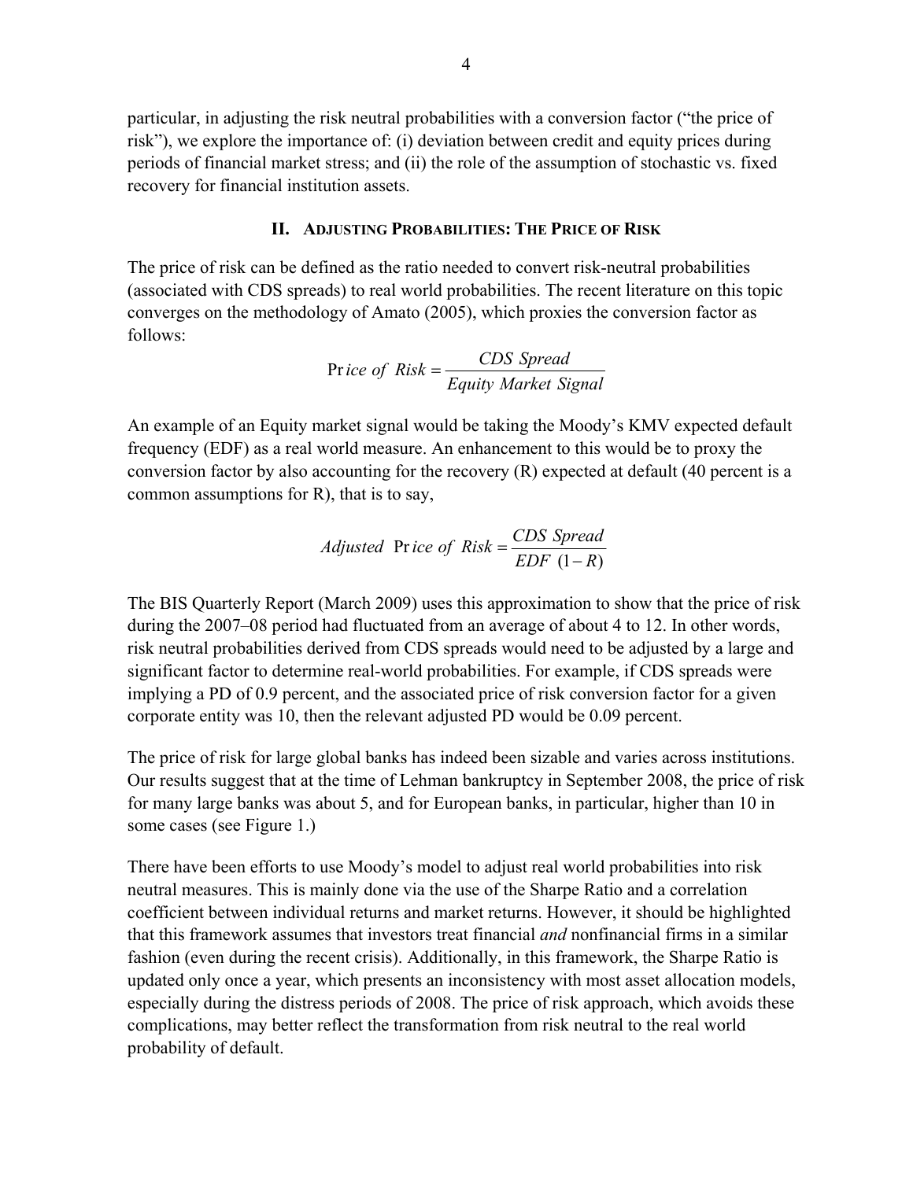particular, in adjusting the risk neutral probabilities with a conversion factor ("the price of risk"), we explore the importance of: (i) deviation between credit and equity prices during periods of financial market stress; and (ii) the role of the assumption of stochastic vs. fixed recovery for financial institution assets.

## II. Adjusting Probabilities: The Price of Risk

The price of risk can be defined as the ratio needed to convert risk-neutral probabilities (associated with CDS spreads) to real world probabilities. The recent literature on this topic converges on the methodology of Amato (2005), which proxies the conversion factor as follows:

$$\text{Price of Risk} = \frac{\text{CDS Spread}}{\text{Equity Market Signal}}$$

An example of an Equity market signal would be taking the Moody's KMV expected default frequency (EDF) as a real world measure. An enhancement to this would be to proxy the conversion factor by also accounting for the recovery (R) expected at default (40 percent is a common assumptions for R), that is to say,

$$\text{Adjusted Price of Risk} = \frac{\text{CDS Spread}}{EDF\ (1-R)}$$

The BIS Quarterly Report (March 2009) uses this approximation to show that the price of risk during the 2007–08 period had fluctuated from an average of about 4 to 12. In other words, risk neutral probabilities derived from CDS spreads would need to be adjusted by a large and significant factor to determine real-world probabilities. For example, if CDS spreads were implying a PD of 0.9 percent, and the associated price of risk conversion factor for a given corporate entity was 10, then the relevant adjusted PD would be 0.09 percent.

The price of risk for large global banks has indeed been sizable and varies across institutions. Our results suggest that at the time of Lehman bankruptcy in September 2008, the price of risk for many large banks was about 5, and for European banks, in particular, higher than 10 in some cases (see Figure 1.)

There have been efforts to use Moody's model to adjust real world probabilities into risk neutral measures. This is mainly done via the use of the Sharpe Ratio and a correlation coefficient between individual returns and market returns. However, it should be highlighted that this framework assumes that investors treat financial *and* nonfinancial firms in a similar fashion (even during the recent crisis). Additionally, in this framework, the Sharpe Ratio is updated only once a year, which presents an inconsistency with most asset allocation models, especially during the distress periods of 2008. The price of risk approach, which avoids these complications, may better reflect the transformation from risk neutral to the real world probability of default.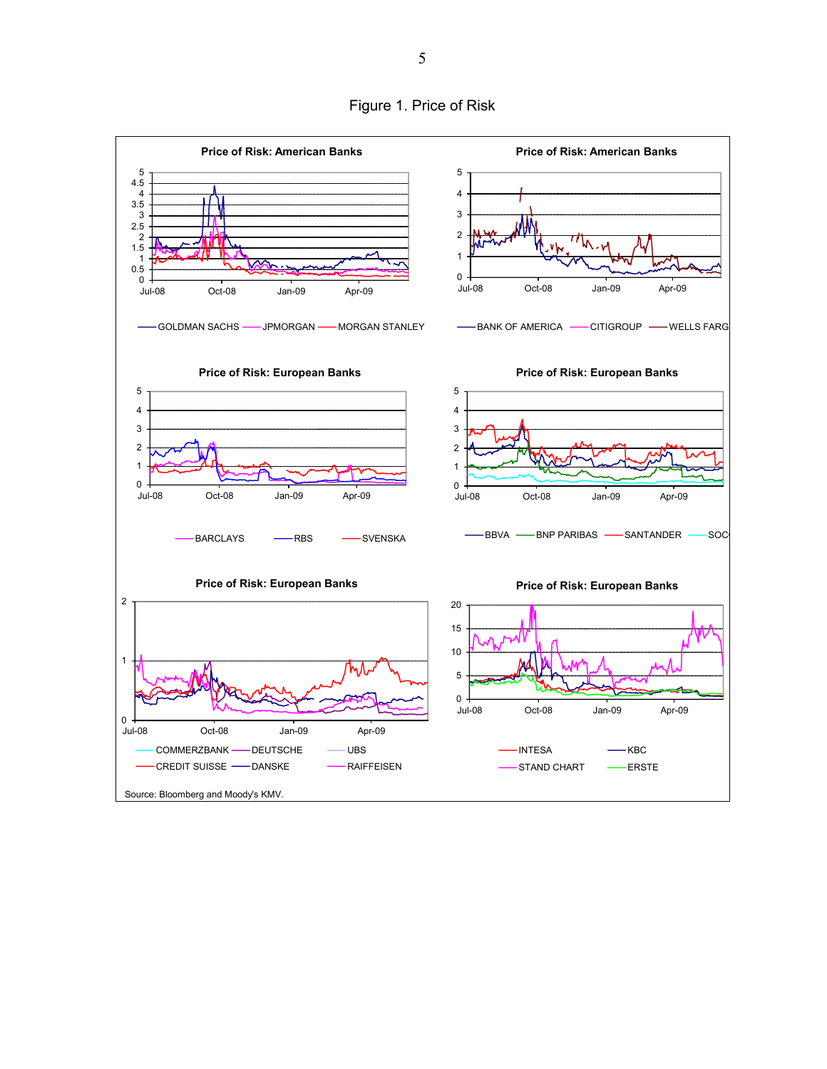Figure 1. Price of Risk

Source: Bloomberg and Moody's KMV.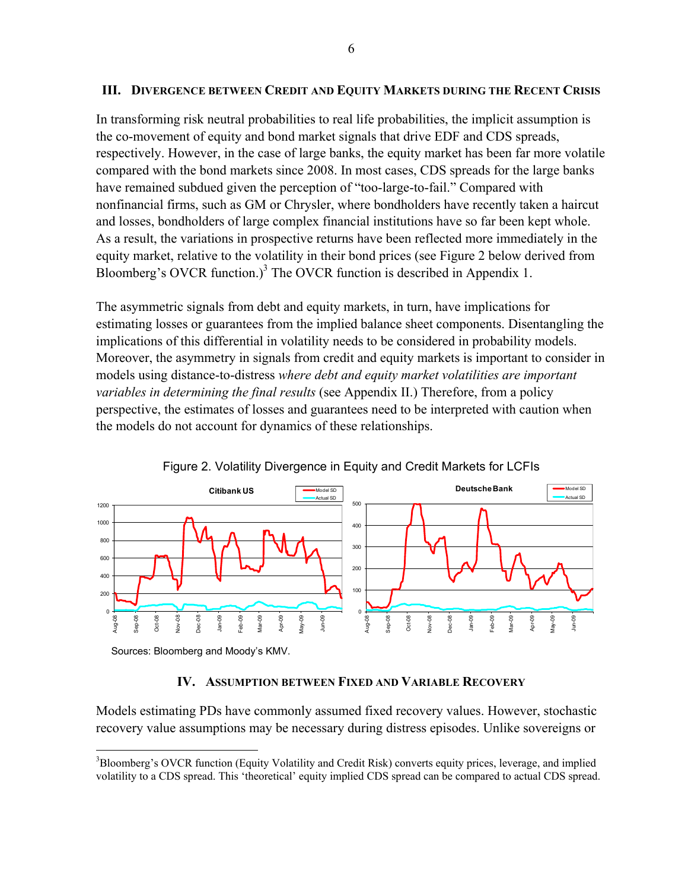## III. Divergence between Credit and Equity Markets during the Recent Crisis

In transforming risk neutral probabilities to real life probabilities, the implicit assumption is the co-movement of equity and bond market signals that drive EDF and CDS spreads, respectively. However, in the case of large banks, the equity market has been far more volatile compared with the bond markets since 2008. In most cases, CDS spreads for the large banks have remained subdued given the perception of "too-large-to-fail." Compared with nonfinancial firms, such as GM or Chrysler, where bondholders have recently taken a haircut and losses, bondholders of large complex financial institutions have so far been kept whole. As a result, the variations in prospective returns have been reflected more immediately in the equity market, relative to the volatility in their bond prices (see Figure 2 below derived from Bloomberg's OVCR function.)[3] The OVCR function is described in Appendix 1.

The asymmetric signals from debt and equity markets, in turn, have implications for estimating losses or guarantees from the implied balance sheet components. Disentangling the implications of this differential in volatility needs to be considered in probability models. Moreover, the asymmetry in signals from credit and equity markets is important to consider in models using distance-to-distress *where debt and equity market volatilities are important variables in determining the final results* (see Appendix II.) Therefore, from a policy perspective, the estimates of losses and guarantees need to be interpreted with caution when the models do not account for dynamics of these relationships.

Figure 2. Volatility Divergence in Equity and Credit Markets for LCFIs

Sources: Bloomberg and Moody's KMV.

## IV. Assumption between Fixed and Variable Recovery

Models estimating PDs have commonly assumed fixed recovery values. However, stochastic recovery value assumptions may be necessary during distress episodes. Unlike sovereigns or

[3] Bloomberg's OVCR function (Equity Volatility and Credit Risk) converts equity prices, leverage, and implied volatility to a CDS spread. This 'theoretical' equity implied CDS spread can be compared to actual CDS spread.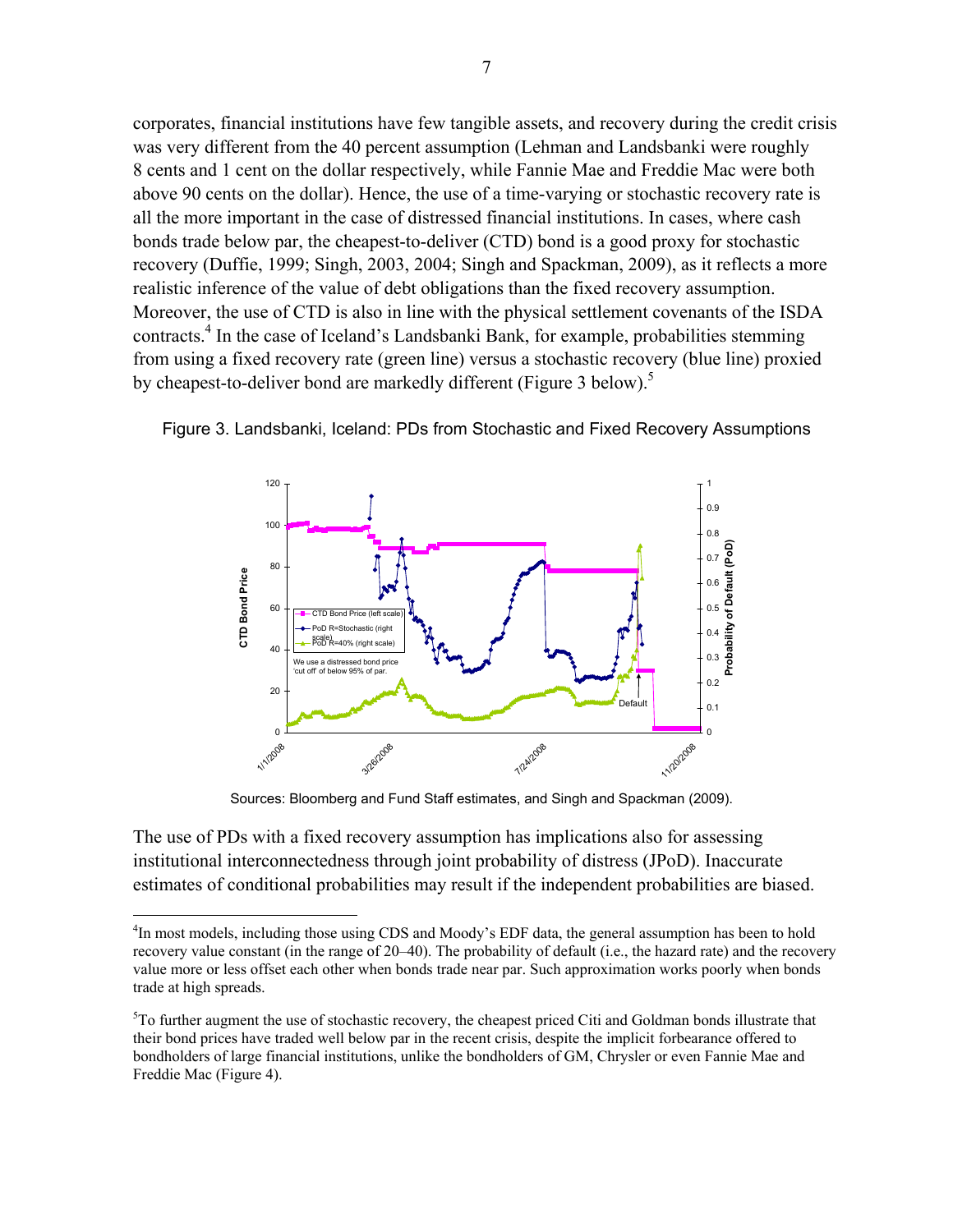corporates, financial institutions have few tangible assets, and recovery during the credit crisis was very different from the 40 percent assumption (Lehman and Landsbanki were roughly 8 cents and 1 cent on the dollar respectively, while Fannie Mae and Freddie Mac were both above 90 cents on the dollar). Hence, the use of a time-varying or stochastic recovery rate is all the more important in the case of distressed financial institutions. In cases, where cash bonds trade below par, the cheapest-to-deliver (CTD) bond is a good proxy for stochastic recovery (Duffie, 1999; Singh, 2003, 2004; Singh and Spackman, 2009), as it reflects a more realistic inference of the value of debt obligations than the fixed recovery assumption. Moreover, the use of CTD is also in line with the physical settlement covenants of the ISDA contracts.[4] In the case of Iceland's Landsbanki Bank, for example, probabilities stemming from using a fixed recovery rate (green line) versus a stochastic recovery (blue line) proxied by cheapest-to-deliver bond are markedly different (Figure 3 below).[5]

Figure 3. Landsbanki, Iceland: PDs from Stochastic and Fixed Recovery Assumptions

Sources: Bloomberg and Fund Staff estimates, and Singh and Spackman (2009).

The use of PDs with a fixed recovery assumption has implications also for assessing institutional interconnectedness through joint probability of distress (JPoD). Inaccurate estimates of conditional probabilities may result if the independent probabilities are biased.

---

[4]In most models, including those using CDS and Moody's EDF data, the general assumption has been to hold recovery value constant (in the range of 20–40). The probability of default (i.e., the hazard rate) and the recovery value more or less offset each other when bonds trade near par. Such approximation works poorly when bonds trade at high spreads.

[5]To further augment the use of stochastic recovery, the cheapest priced Citi and Goldman bonds illustrate that their bond prices have traded well below par in the recent crisis, despite the implicit forbearance offered to bondholders of large financial institutions, unlike the bondholders of GM, Chrysler or even Fannie Mae and Freddie Mac (Figure 4).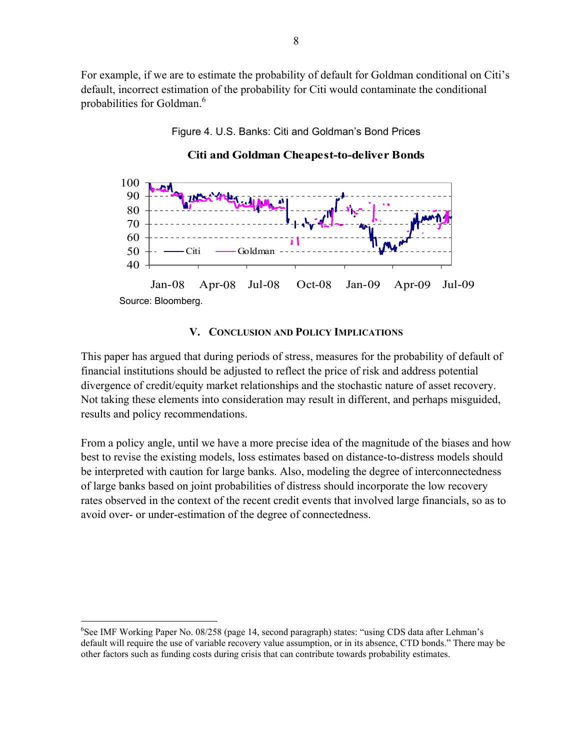For example, if we are to estimate the probability of default for Goldman conditional on Citi's default, incorrect estimation of the probability for Citi would contaminate the conditional probabilities for Goldman.[6]

Figure 4. U.S. Banks: Citi and Goldman's Bond Prices

Source: Bloomberg.

## V. Conclusion and Policy Implications

This paper has argued that during periods of stress, measures for the probability of default of financial institutions should be adjusted to reflect the price of risk and address potential divergence of credit/equity market relationships and the stochastic nature of asset recovery. Not taking these elements into consideration may result in different, and perhaps misguided, results and policy recommendations.

From a policy angle, until we have a more precise idea of the magnitude of the biases and how best to revise the existing models, loss estimates based on distance-to-distress models should be interpreted with caution for large banks. Also, modeling the degree of interconnectedness of large banks based on joint probabilities of distress should incorporate the low recovery rates observed in the context of the recent credit events that involved large financials, so as to avoid over- or under-estimation of the degree of connectedness.

---

[6] See IMF Working Paper No. 08/258 (page 14, second paragraph) states: "using CDS data after Lehman's default will require the use of variable recovery value assumption, or in its absence, CTD bonds." There may be other factors such as funding costs during crisis that can contribute towards probability estimates.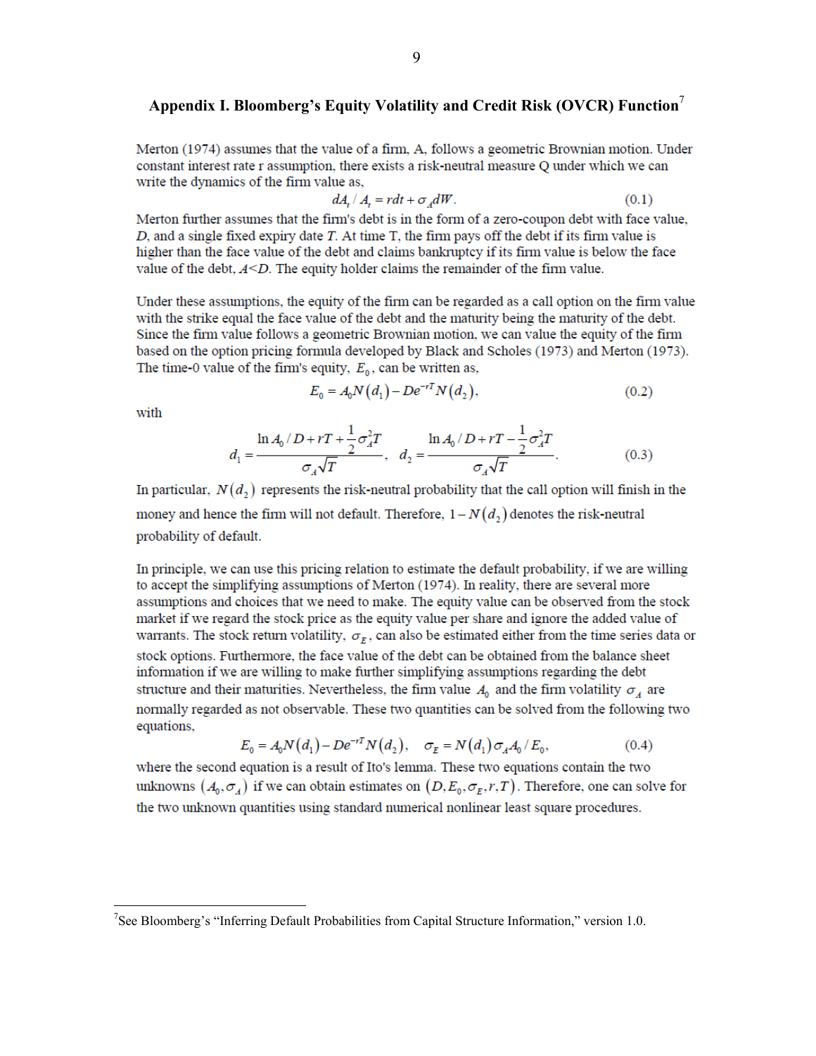## Appendix I. Bloomberg's Equity Volatility and Credit Risk (OVCR) Function[7]

Merton (1974) assumes that the value of a firm, A, follows a geometric Brownian motion. Under constant interest rate r assumption, there exists a risk-neutral measure Q under which we can write the dynamics of the firm value as,

$$dA_t / A_t = rdt + \sigma_A dW. \tag{0.1}$$

Merton further assumes that the firm's debt is in the form of a zero-coupon debt with face value, *D*, and a single fixed expiry date *T*. At time T, the firm pays off the debt if its firm value is higher than the face value of the debt and claims bankruptcy if its firm value is below the face value of the debt, *A*<*D*. The equity holder claims the remainder of the firm value.

Under these assumptions, the equity of the firm can be regarded as a call option on the firm value with the strike equal the face value of the debt and the maturity being the maturity of the debt. Since the firm value follows a geometric Brownian motion, we can value the equity of the firm based on the option pricing formula developed by Black and Scholes (1973) and Merton (1973). The time-0 value of the firm's equity, $E_0$, can be written as,

$$E_0 = A_0 N(d_1) - De^{-rT} N(d_2), \tag{0.2}$$

with

$$d_1 = \frac{\ln A_0 / D + rT + \frac{1}{2}\sigma_A^2 T}{\sigma_A \sqrt{T}}, \quad d_2 = \frac{\ln A_0 / D + rT - \frac{1}{2}\sigma_A^2 T}{\sigma_A \sqrt{T}}. \tag{0.3}$$

In particular, $N(d_2)$ represents the risk-neutral probability that the call option will finish in the money and hence the firm will not default. Therefore, $1 - N(d_2)$ denotes the risk-neutral probability of default.

In principle, we can use this pricing relation to estimate the default probability, if we are willing to accept the simplifying assumptions of Merton (1974). In reality, there are several more assumptions and choices that we need to make. The equity value can be observed from the stock market if we regard the stock price as the equity value per share and ignore the added value of warrants. The stock return volatility, $\sigma_E$, can also be estimated either from the time series data or stock options. Furthermore, the face value of the debt can be obtained from the balance sheet information if we are willing to make further simplifying assumptions regarding the debt structure and their maturities. Nevertheless, the firm value $A_0$ and the firm volatility $\sigma_A$ are normally regarded as not observable. These two quantities can be solved from the following two equations,

$$E_0 = A_0 N(d_1) - De^{-rT} N(d_2), \quad \sigma_E = N(d_1)\sigma_A A_0 / E_0, \tag{0.4}$$

where the second equation is a result of Ito's lemma. These two equations contain the two unknowns $(A_0, \sigma_A)$ if we can obtain estimates on $(D, E_0, \sigma_E, r, T)$. Therefore, one can solve for the two unknown quantities using standard numerical nonlinear least square procedures.

[7] See Bloomberg's "Inferring Default Probabilities from Capital Structure Information," version 1.0.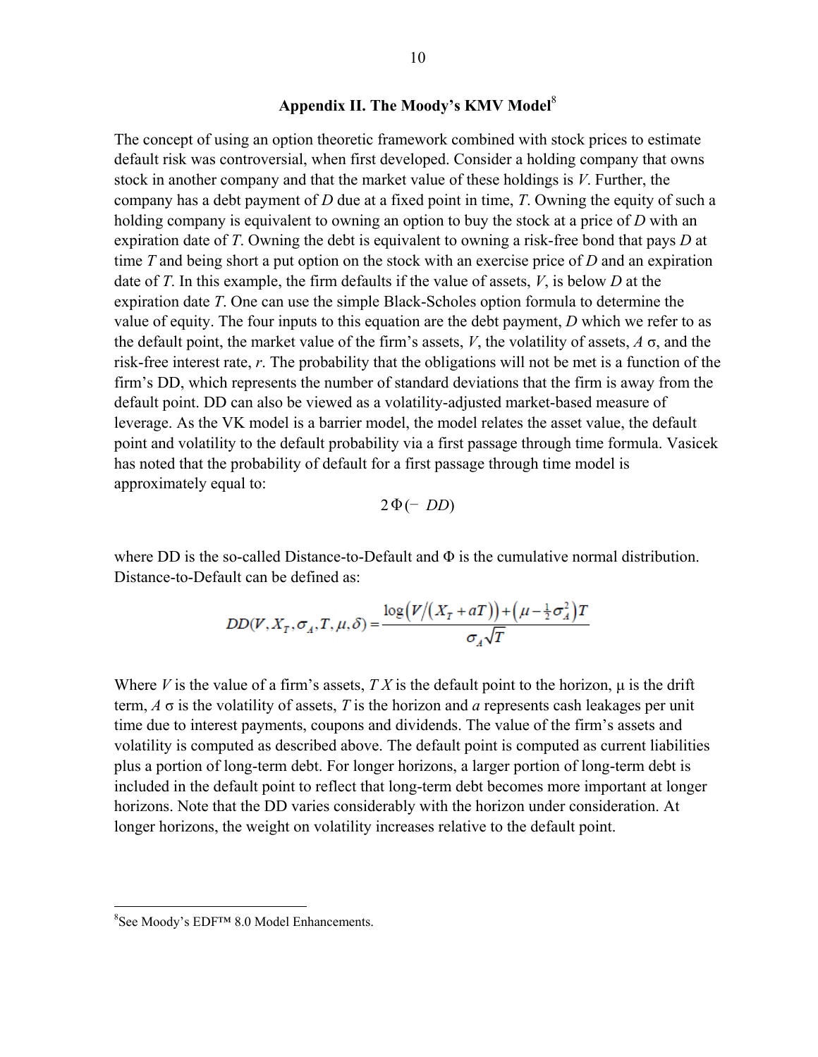## Appendix II. The Moody's KMV Model[8]

The concept of using an option theoretic framework combined with stock prices to estimate default risk was controversial, when first developed. Consider a holding company that owns stock in another company and that the market value of these holdings is *V*. Further, the company has a debt payment of *D* due at a fixed point in time, *T*. Owning the equity of such a holding company is equivalent to owning an option to buy the stock at a price of *D* with an expiration date of *T*. Owning the debt is equivalent to owning a risk-free bond that pays *D* at time *T* and being short a put option on the stock with an exercise price of *D* and an expiration date of *T*. In this example, the firm defaults if the value of assets, *V*, is below *D* at the expiration date *T*. One can use the simple Black-Scholes option formula to determine the value of equity. The four inputs to this equation are the debt payment, *D* which we refer to as the default point, the market value of the firm's assets, *V*, the volatility of assets, $\sigma_A$, and the risk-free interest rate, *r*. The probability that the obligations will not be met is a function of the firm's DD, which represents the number of standard deviations that the firm is away from the default point. DD can also be viewed as a volatility-adjusted market-based measure of leverage. As the VK model is a barrier model, the model relates the asset value, the default point and volatility to the default probability via a first passage through time formula. Vasicek has noted that the probability of default for a first passage through time model is approximately equal to:

$$2\Phi(-DD)$$

where DD is the so-called Distance-to-Default and Φ is the cumulative normal distribution. Distance-to-Default can be defined as:

$$DD(V, X_T, \sigma_A, T, \mu, \delta) = \frac{\log\left(V/\left(X_T + aT\right)\right) + \left(\mu - \frac{1}{2}\sigma_A^2\right)T}{\sigma_A\sqrt{T}}$$

Where *V* is the value of a firm's assets, $X_T$ is the default point to the horizon, μ is the drift term, $\sigma_A$ is the volatility of assets, *T* is the horizon and *a* represents cash leakages per unit time due to interest payments, coupons and dividends. The value of the firm's assets and volatility is computed as described above. The default point is computed as current liabilities plus a portion of long-term debt. For longer horizons, a larger portion of long-term debt is included in the default point to reflect that long-term debt becomes more important at longer horizons. Note that the DD varies considerably with the horizon under consideration. At longer horizons, the weight on volatility increases relative to the default point.

---

[8] See Moody's EDF™ 8.0 Model Enhancements.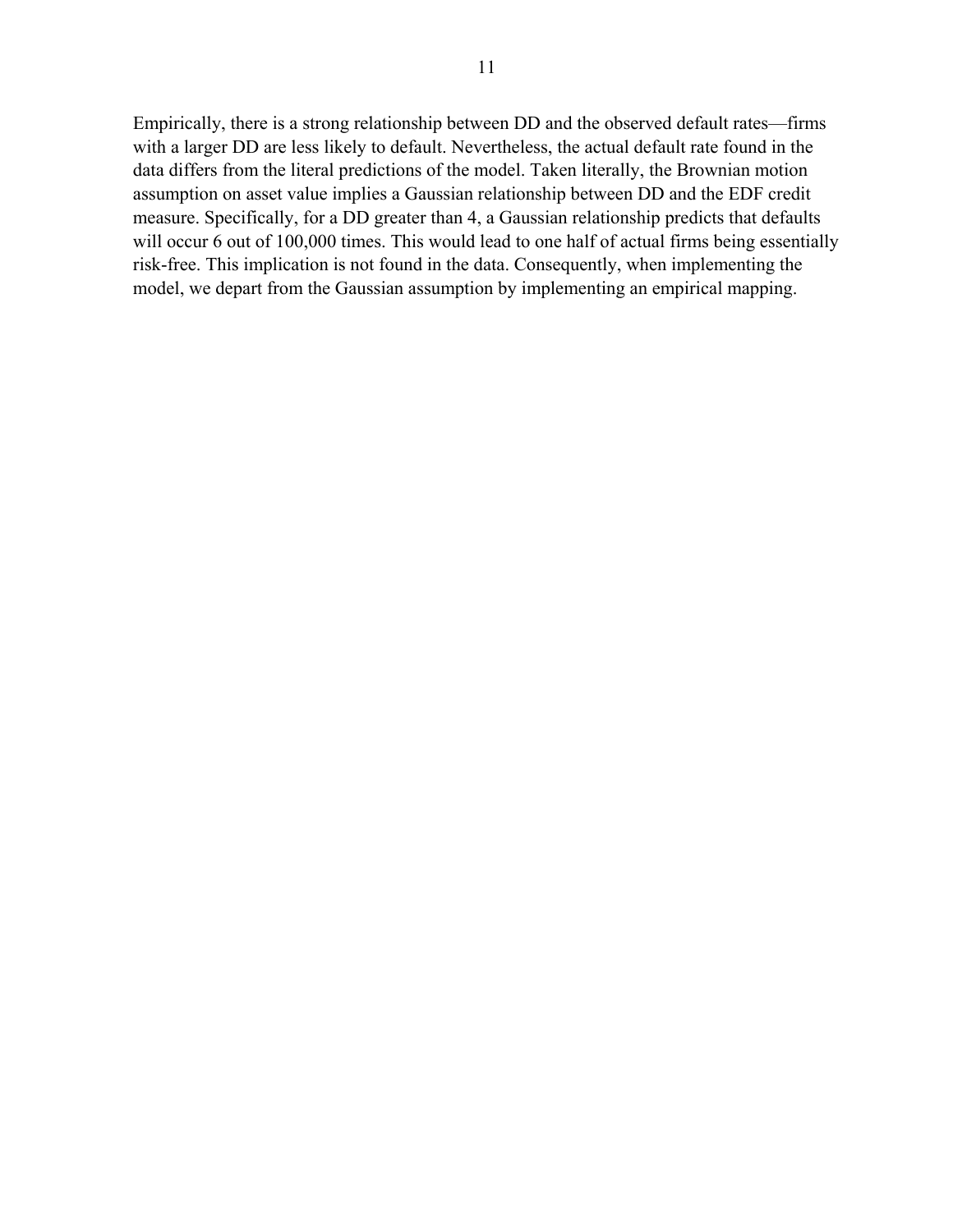Empirically, there is a strong relationship between DD and the observed default rates—firms with a larger DD are less likely to default. Nevertheless, the actual default rate found in the data differs from the literal predictions of the model. Taken literally, the Brownian motion assumption on asset value implies a Gaussian relationship between DD and the EDF credit measure. Specifically, for a DD greater than 4, a Gaussian relationship predicts that defaults will occur 6 out of 100,000 times. This would lead to one half of actual firms being essentially risk-free. This implication is not found in the data. Consequently, when implementing the model, we depart from the Gaussian assumption by implementing an empirical mapping.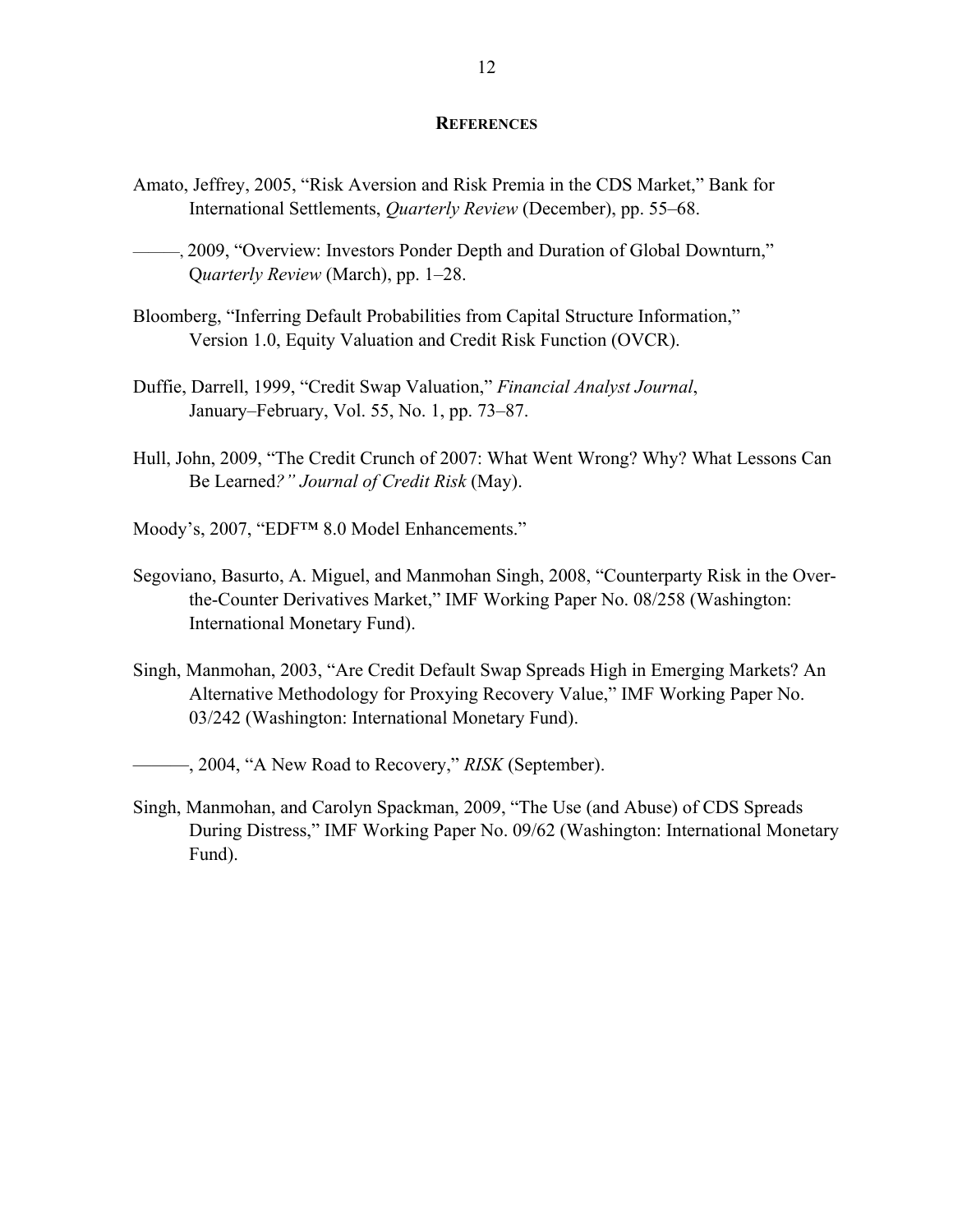## REFERENCES

Amato, Jeffrey, 2005, "Risk Aversion and Risk Premia in the CDS Market," Bank for International Settlements, *Quarterly Review* (December), pp. 55–68.

———, 2009, "Overview: Investors Ponder Depth and Duration of Global Downturn," Q*uarterly Review* (March), pp. 1–28.

Bloomberg, "Inferring Default Probabilities from Capital Structure Information," Version 1.0, Equity Valuation and Credit Risk Function (OVCR).

Duffie, Darrell, 1999, "Credit Swap Valuation," *Financial Analyst Journal*, January–February, Vol. 55, No. 1, pp. 73–87.

Hull, John, 2009, "The Credit Crunch of 2007: What Went Wrong? Why? What Lessons Can Be Learned*?" Journal of Credit Risk* (May).

Moody's, 2007, "EDF™ 8.0 Model Enhancements."

Segoviano, Basurto, A. Miguel, and Manmohan Singh, 2008, "Counterparty Risk in the Over-the-Counter Derivatives Market," IMF Working Paper No. 08/258 (Washington: International Monetary Fund).

Singh, Manmohan, 2003, "Are Credit Default Swap Spreads High in Emerging Markets? An Alternative Methodology for Proxying Recovery Value," IMF Working Paper No. 03/242 (Washington: International Monetary Fund).

———, 2004, "A New Road to Recovery," *RISK* (September).

Singh, Manmohan, and Carolyn Spackman, 2009, "The Use (and Abuse) of CDS Spreads During Distress," IMF Working Paper No. 09/62 (Washington: International Monetary Fund).